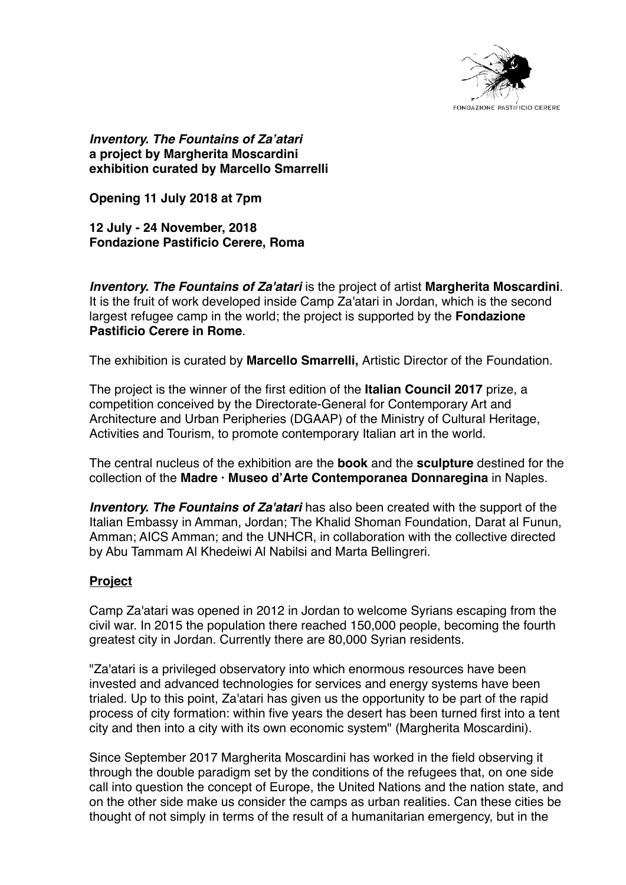FONDAZIONE PASTIFICIO CERERE

***Inventory. The Fountains of Za'atari***
**a project by Margherita Moscardini**
**exhibition curated by Marcello Smarrelli**

**Opening 11 July 2018 at 7pm**

**12 July - 24 November, 2018**
**Fondazione Pastificio Cerere, Roma**

***Inventory. The Fountains of Za'atari*** is the project of artist **Margherita Moscardini**. It is the fruit of work developed inside Camp Za'atari in Jordan, which is the second largest refugee camp in the world; the project is supported by the **Fondazione Pastificio Cerere in Rome**.

The exhibition is curated by **Marcello Smarrelli,** Artistic Director of the Foundation.

The project is the winner of the first edition of the **Italian Council 2017** prize, a competition conceived by the Directorate-General for Contemporary Art and Architecture and Urban Peripheries (DGAAP) of the Ministry of Cultural Heritage, Activities and Tourism, to promote contemporary Italian art in the world.

The central nucleus of the exhibition are the **book** and the **sculpture** destined for the collection of the **Madre · Museo d'Arte Contemporanea Donnaregina** in Naples.

***Inventory. The Fountains of Za'atari*** has also been created with the support of the Italian Embassy in Amman, Jordan; The Khalid Shoman Foundation, Darat al Funun, Amman; AICS Amman; and the UNHCR, in collaboration with the collective directed by Abu Tammam Al Khedeiwi Al Nabilsi and Marta Bellingreri.

## Project

Camp Za'atari was opened in 2012 in Jordan to welcome Syrians escaping from the civil war. In 2015 the population there reached 150,000 people, becoming the fourth greatest city in Jordan. Currently there are 80,000 Syrian residents.

"Za'atari is a privileged observatory into which enormous resources have been invested and advanced technologies for services and energy systems have been trialed. Up to this point, Za'atari has given us the opportunity to be part of the rapid process of city formation: within five years the desert has been turned first into a tent city and then into a city with its own economic system" (Margherita Moscardini).

Since September 2017 Margherita Moscardini has worked in the field observing it through the double paradigm set by the conditions of the refugees that, on one side call into question the concept of Europe, the United Nations and the nation state, and on the other side make us consider the camps as urban realities. Can these cities be thought of not simply in terms of the result of a humanitarian emergency, but in the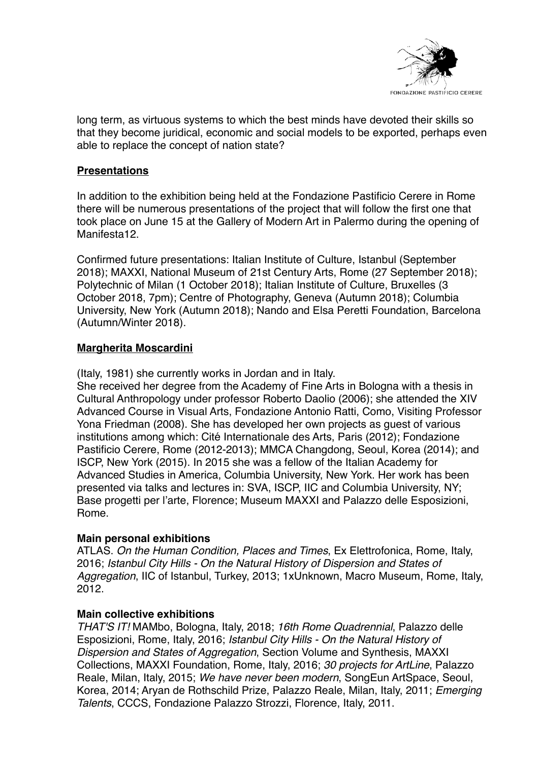long term, as virtuous systems to which the best minds have devoted their skills so that they become juridical, economic and social models to be exported, perhaps even able to replace the concept of nation state?

## Presentations

In addition to the exhibition being held at the Fondazione Pastificio Cerere in Rome there will be numerous presentations of the project that will follow the first one that took place on June 15 at the Gallery of Modern Art in Palermo during the opening of Manifesta12.

Confirmed future presentations: Italian Institute of Culture, Istanbul (September 2018); MAXXI, National Museum of 21st Century Arts, Rome (27 September 2018); Polytechnic of Milan (1 October 2018); Italian Institute of Culture, Bruxelles (3 October 2018, 7pm); Centre of Photography, Geneva (Autumn 2018); Columbia University, New York (Autumn 2018); Nando and Elsa Peretti Foundation, Barcelona (Autumn/Winter 2018).

## Margherita Moscardini

(Italy, 1981) she currently works in Jordan and in Italy.
She received her degree from the Academy of Fine Arts in Bologna with a thesis in Cultural Anthropology under professor Roberto Daolio (2006); she attended the XIV Advanced Course in Visual Arts, Fondazione Antonio Ratti, Como, Visiting Professor Yona Friedman (2008). She has developed her own projects as guest of various institutions among which: Cité Internationale des Arts, Paris (2012); Fondazione Pastificio Cerere, Rome (2012-2013); MMCA Changdong, Seoul, Korea (2014); and ISCP, New York (2015). In 2015 she was a fellow of the Italian Academy for Advanced Studies in America, Columbia University, New York. Her work has been presented via talks and lectures in: SVA, ISCP, IIC and Columbia University, NY; Base progetti per l'arte, Florence; Museum MAXXI and Palazzo delle Esposizioni, Rome.

### Main personal exhibitions

ATLAS. *On the Human Condition, Places and Times*, Ex Elettrofonica, Rome, Italy, 2016; *Istanbul City Hills - On the Natural History of Dispersion and States of Aggregation*, IIC of Istanbul, Turkey, 2013; 1xUnknown, Macro Museum, Rome, Italy, 2012.

### Main collective exhibitions

*THAT'S IT!* MAMbo, Bologna, Italy, 2018; *16th Rome Quadrennial*, Palazzo delle Esposizioni, Rome, Italy, 2016; *Istanbul City Hills - On the Natural History of Dispersion and States of Aggregation*, Section Volume and Synthesis, MAXXI Collections, MAXXI Foundation, Rome, Italy, 2016; *30 projects for ArtLine*, Palazzo Reale, Milan, Italy, 2015; *We have never been modern*, SongEun ArtSpace, Seoul, Korea, 2014; Aryan de Rothschild Prize, Palazzo Reale, Milan, Italy, 2011; *Emerging Talents*, CCCS, Fondazione Palazzo Strozzi, Florence, Italy, 2011.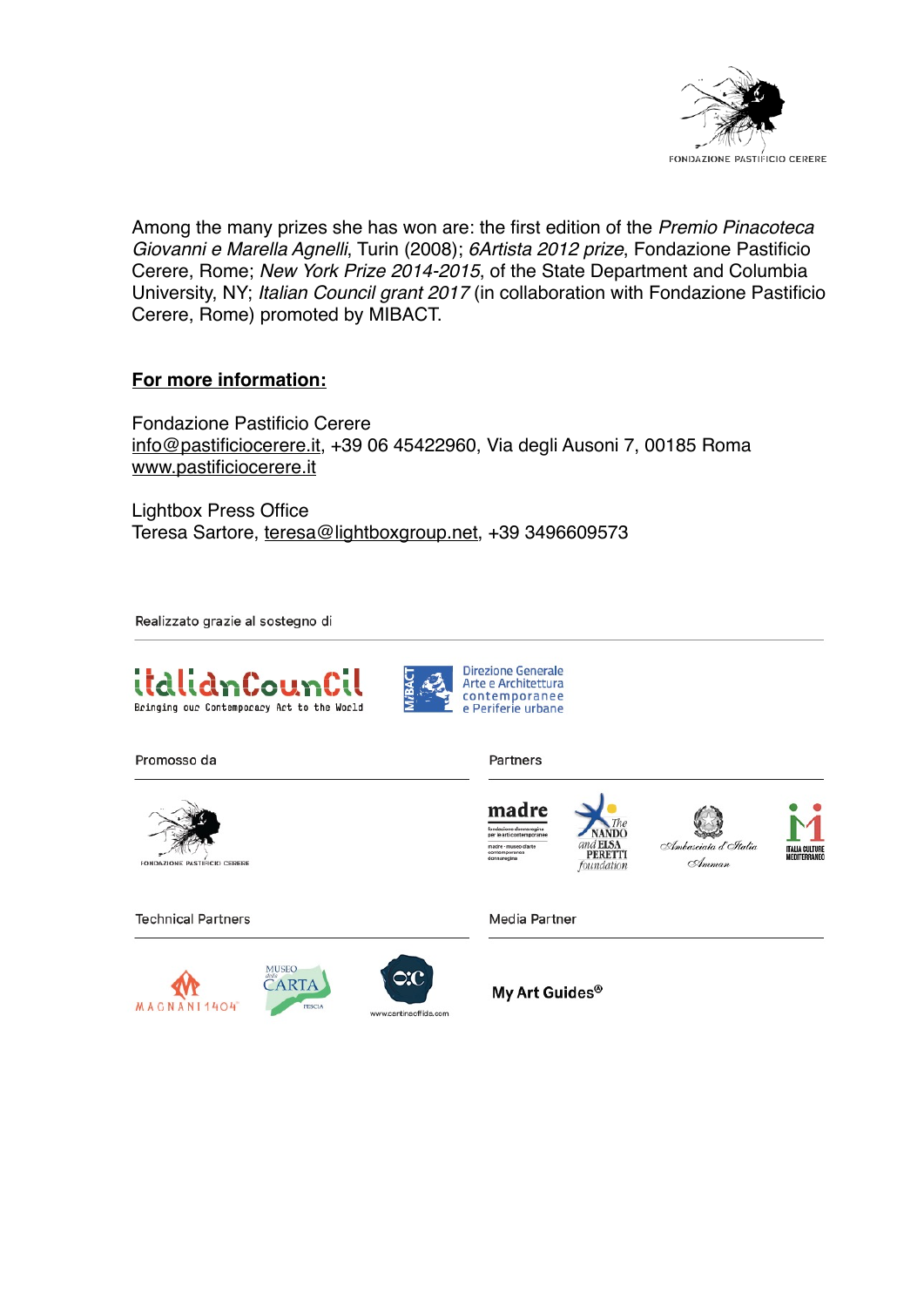Among the many prizes she has won are: the first edition of the *Premio Pinacoteca Giovanni e Marella Agnelli*, Turin (2008); *6Artista 2012 prize*, Fondazione Pastificio Cerere, Rome; *New York Prize 2014-2015*, of the State Department and Columbia University, NY; *Italian Council grant 2017* (in collaboration with Fondazione Pastificio Cerere, Rome) promoted by MIBACT.

**For more information:**

Fondazione Pastificio Cerere
info@pastificiocerere.it, +39 06 45422960, Via degli Ausoni 7, 00185 Roma
www.pastificiocerere.it

Lightbox Press Office
Teresa Sartore, teresa@lightboxgroup.net, +39 3496609573

Realizzato grazie al sostegno di

italianCouncil
Bringing our Contemporary Art to the World

MiBACT
Direzione Generale
Arte e Architettura
contemporanee
e Periferie urbane

Promosso da

FONDAZIONE PASTIFICIO CERERE

Partners

madre
fondazione donnaregina per le arti contemporanee
madre · museo d'arte contemporanea donnaregina

The NANDO and ELSA PERETTI foundation

Ambasciata d'Italia Amman

ITALIA CULTURE MEDITERRANEO

Technical Partners

MAGNANI 1404

MUSEO della CARTA PESCIA

www.cartineoffida.com

Media Partner

My Art Guides®